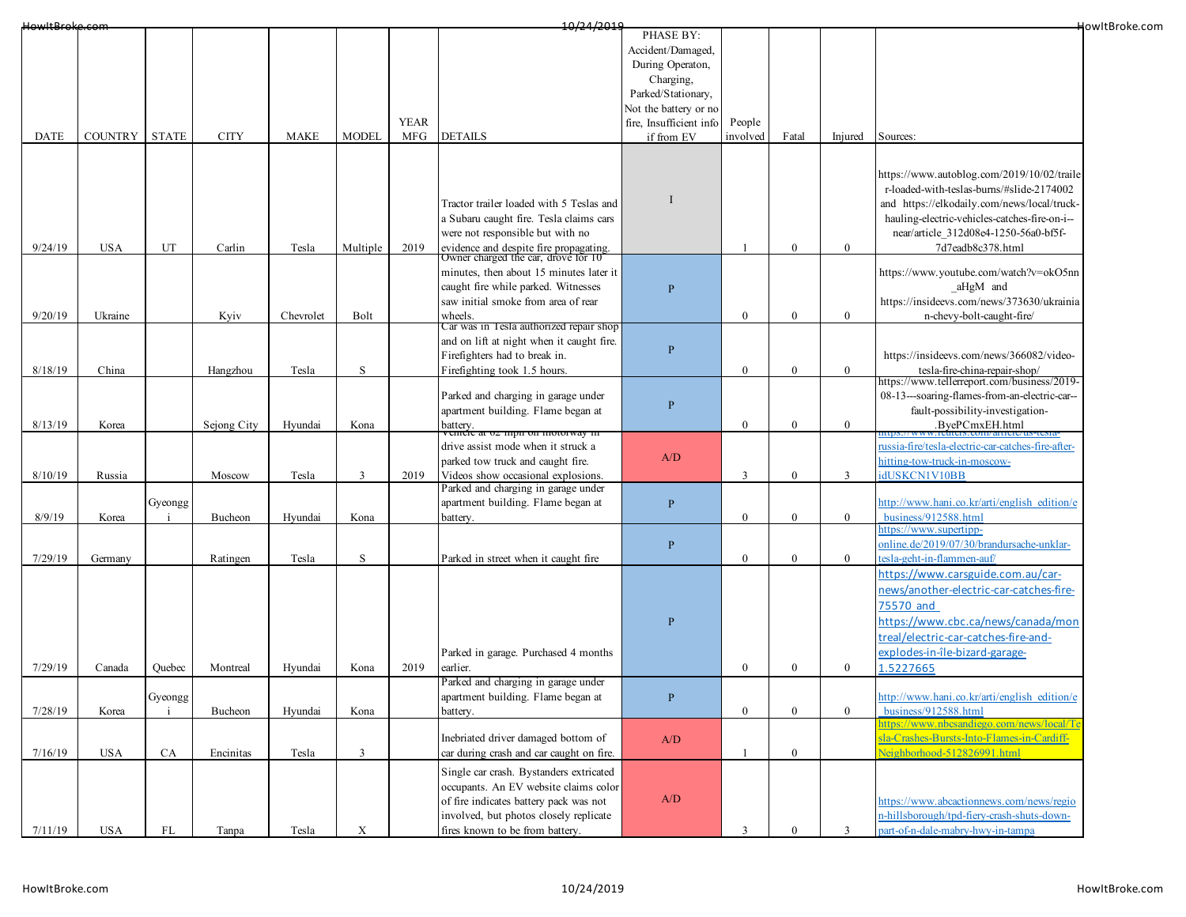| DATE | COUNTRY | STATE | CITY | MAKE | MODEL | YEAR MFG | DETAILS | PHASE BY: Accident/Damaged, During Operaton, Charging, Parked/Stationary, Not the battery or no fire, Insufficient info if from EV | People involved | Fatal | Injured | Sources: |
|---|---|---|---|---|---|---|---|---|---|---|---|---|
| 9/24/19 | USA | UT | Carlin | Tesla | Multiple | 2019 | Tractor trailer loaded with 5 Teslas and a Subaru caught fire. Tesla claims cars were not responsible but with no evidence and despite fire propagating. | I | 1 | 0 | 0 | https://www.autoblog.com/2019/10/02/trailer-loaded-with-teslas-burns/#slide-2174002 and https://elkodaily.com/news/local/truck-hauling-electric-vehicles-catches-fire-on-i--near/article_312d08e4-1250-56a0-bf5f-7d7eadb8c378.html |
| 9/20/19 | Ukraine | | Kyiv | Chevrolet | Bolt | | Owner charged the car, drove for 10 minutes, then about 15 minutes later it caught fire while parked. Witnesses saw initial smoke from area of rear wheels. | P | 0 | 0 | 0 | https://www.youtube.com/watch?v=okO5nn_aHgM and https://insideevs.com/news/373630/ukrainian-chevy-bolt-caught-fire/ |
| 8/18/19 | China | | Hangzhou | Tesla | S | | Car was in Tesla authorized repair shop and on lift at night when it caught fire. Firefighters had to break in. Firefighting took 1.5 hours. | P | 0 | 0 | 0 | https://insideevs.com/news/366082/video-tesla-fire-china-repair-shop/ |
| 8/13/19 | Korea | | Sejong City | Hyundai | Kona | | Parked and charging in garage under apartment building. Flame began at battery. | P | 0 | 0 | 0 | https://www.tellerreport.com/business/2019-08-13---soaring-flames-from-an-electric-car--fault-possibility-investigation-.ByePCmxEH.html |
| 8/10/19 | Russia | | Moscow | Tesla | 3 | 2019 | Vehicle at 62 mph on motorway in drive assist mode when it struck a parked tow truck and caught fire. Videos show occasional explosions. | A/D | 3 | 0 | 3 | https://www.reuters.com/article/us-tesla-russia-fire/tesla-electric-car-catches-fire-after-hitting-tow-truck-in-moscow-idUSKCN1V10BB |
| 8/9/19 | Korea | Gyeonggi | Bucheon | Hyundai | Kona | | Parked and charging in garage under apartment building. Flame began at battery. | P | 0 | 0 | 0 | http://www.hani.co.kr/arti/english_edition/e_business/912588.html |
| 7/29/19 | Germany | | Ratingen | Tesla | S | | Parked in street when it caught fire | P | 0 | 0 | 0 | https://www.supertipp-online.de/2019/07/30/brandursache-unklar-tesla-geht-in-flammen-auf/ |
| 7/29/19 | Canada | Quebec | Montreal | Hyundai | Kona | 2019 | Parked in garage. Purchased 4 months earlier. | P | 0 | 0 | 0 | https://www.carsguide.com.au/car-news/another-electric-car-catches-fire-75570 and https://www.cbc.ca/news/canada/montreal/electric-car-catches-fire-and-explodes-in-île-bizard-garage-1.5227665 |
| 7/28/19 | Korea | Gyeonggi | Bucheon | Hyundai | Kona | | Parked and charging in garage under apartment building. Flame began at battery. | P | 0 | 0 | 0 | http://www.hani.co.kr/arti/english_edition/e_business/912588.html |
| 7/16/19 | USA | CA | Encinitas | Tesla | 3 | | Inebriated driver damaged bottom of car during crash and car caught on fire. | A/D | 1 | 0 | | https://www.nbcsandiego.com/news/local/Tesla-Crashes-Bursts-Into-Flames-in-Cardiff-Neighborhood-512826991.html |
| 7/11/19 | USA | FL | Tanpa | Tesla | X | | Single car crash. Bystanders extricated occupants. An EV website claims color of fire indicates battery pack was not involved, but photos closely replicate fires known to be from battery. | A/D | 3 | 0 | 3 | https://www.abcactionnews.com/news/region-hillsborough/tpd-fiery-crash-shuts-down-part-of-n-dale-mabry-hwy-in-tampa |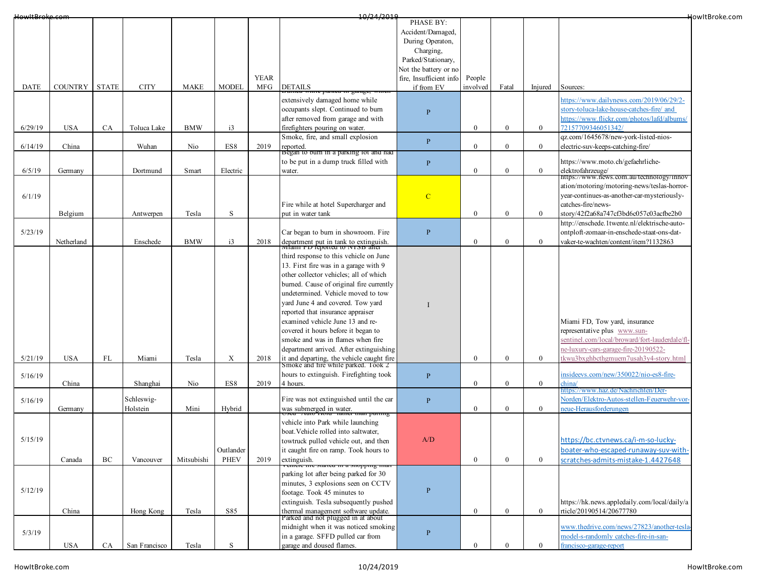| DATE | COUNTRY | STATE | CITY | MAKE | MODEL | YEAR MFG | DETAILS | PHASE BY: Accident/Damaged, During Operaton, Charging, Parked/Stationary, Not the battery or no fire, Insufficient info if from EV | People involved | Fatal | Injured | Sources: |
|---|---|---|---|---|---|---|---|---|---|---|---|---|
| 6/29/19 | USA | CA | Toluca Lake | BMW | i3 | | Burned while parked in garage, which extensively damaged home while occupants slept. Continued to burn after removed from garage and with firefighters pouring on water. | P | 0 | 0 | 0 | https://www.dailynews.com/2019/06/29/2-story-toluca-lake-house-catches-fire/ and https://www.flickr.com/photos/lafd/albums/72157709346051342/ |
| 6/14/19 | China | | Wuhan | Nio | ES8 | 2019 | Smoke, fire, and small explosion reported. | P | 0 | 0 | 0 | qz.com/1645678/new-york-listed-nios-electric-suv-keeps-catching-fire/ |
| 6/5/19 | Germany | | Dortmund | Smart | Electric | | Began to burn in a parking lot and had to be put in a dump truck filled with water. | P | 0 | 0 | 0 | https://www.moto.ch/gefaehrliche-elektrofahrzeuge/ |
| 6/1/19 | Belgium | | Antwerpen | Tesla | S | | Fire while at hotel Supercharger and put in water tank | C | 0 | 0 | 0 | https://www.news.com.au/technology/innovation/motoring/motoring-news/teslas-horror-year-continues-as-another-car-mysteriously-catches-fire/news-story/42f2a68a747cf3bd6c057c03acfbe2b0 |
| 5/23/19 | Netherland | | Enschede | BMW | i3 | 2018 | Car began to burn in showroom. Fire department put in tank to extinguish. | P | 0 | 0 | 0 | http://enschede.1twente.nl/elektrische-auto-ontploft-zomaar-in-enschede-staat-ons-dat-vaker-te-wachten/content/item?1132863 |
| 5/21/19 | USA | FL | Miami | Tesla | X | 2018 | Miami FD reported to NTSB after third response to this vehicle on June 13. First fire was in a garage with 9 other collector vehicles; all of which burned. Cause of original fire currently undetermined. Vehicle moved to tow yard June 4 and covered. Tow yard reported that insurance appraiser examined vehicle June 13 and re-covered it hours before it began to smoke and was in flames when fire department arrived. After extinguishing it and departing, the vehicle caught fire | I | 0 | 0 | 0 | Miami FD, Tow yard, insurance representative plus www.sun-sentinel.com/local/broward/fort-lauderdale/fl-ne-luxury-cars-garage-fire-20190522-tkwu3bxghbcthgmuem7usah3y4-story.html |
| 5/16/19 | China | | Shanghai | Nio | ES8 | 2019 | Smoke and fire while parked. Took 2 hours to extinguish. Firefighting took 4 hours. | P | 0 | 0 | 0 | insideevs.com/new/350022/nio-es8-fire-china/ |
| 5/16/19 | Germany | | Schleswig-Holstein | Mini | Hybrid | | Fire was not extinguished until the car was submerged in water. | P | 0 | 0 | 0 | https://www.haz.de/Nachrichten/Der-Norden/Elektro-Autos-stellen-Feuerwehr-vor-neue-Herausforderungen |
| 5/15/19 | Canada | BC | Vancouver | Mitsubishi | Outlander PHEV | 2019 | Used "Auto Hold" rather than putting vehicle into Park while launching boat. Vehicle rolled into saltwater, towtruck pulled vehicle out, and then it caught fire on ramp. Took hours to extinguish. | A/D | 0 | 0 | 0 | https://bc.ctvnews.ca/i-m-so-lucky-boater-who-escaped-runaway-suv-with-scratches-admits-mistake-1.4427648 |
| 5/12/19 | China | | Hong Kong | Tesla | S85 | | Vehicle fire started in a shopping mall parking lot after being parked for 30 minutes, 3 explosions seen on CCTV footage. Took 45 minutes to extinguish. Tesla subsequently pushed thermal management software update. | P | 0 | 0 | 0 | https://hk.news.appledaily.com/local/daily/article/20190514/20677780 |
| 5/3/19 | USA | CA | San Francisco | Tesla | S | | Parked and not plugged in at about midnight when it was noticed smoking in a garage. SFFD pulled car from garage and doused flames. | P | 0 | 0 | 0 | www.thedrive.com/news/27823/another-tesla-model-s-randomly-catches-fire-in-san-francisco-garage-report |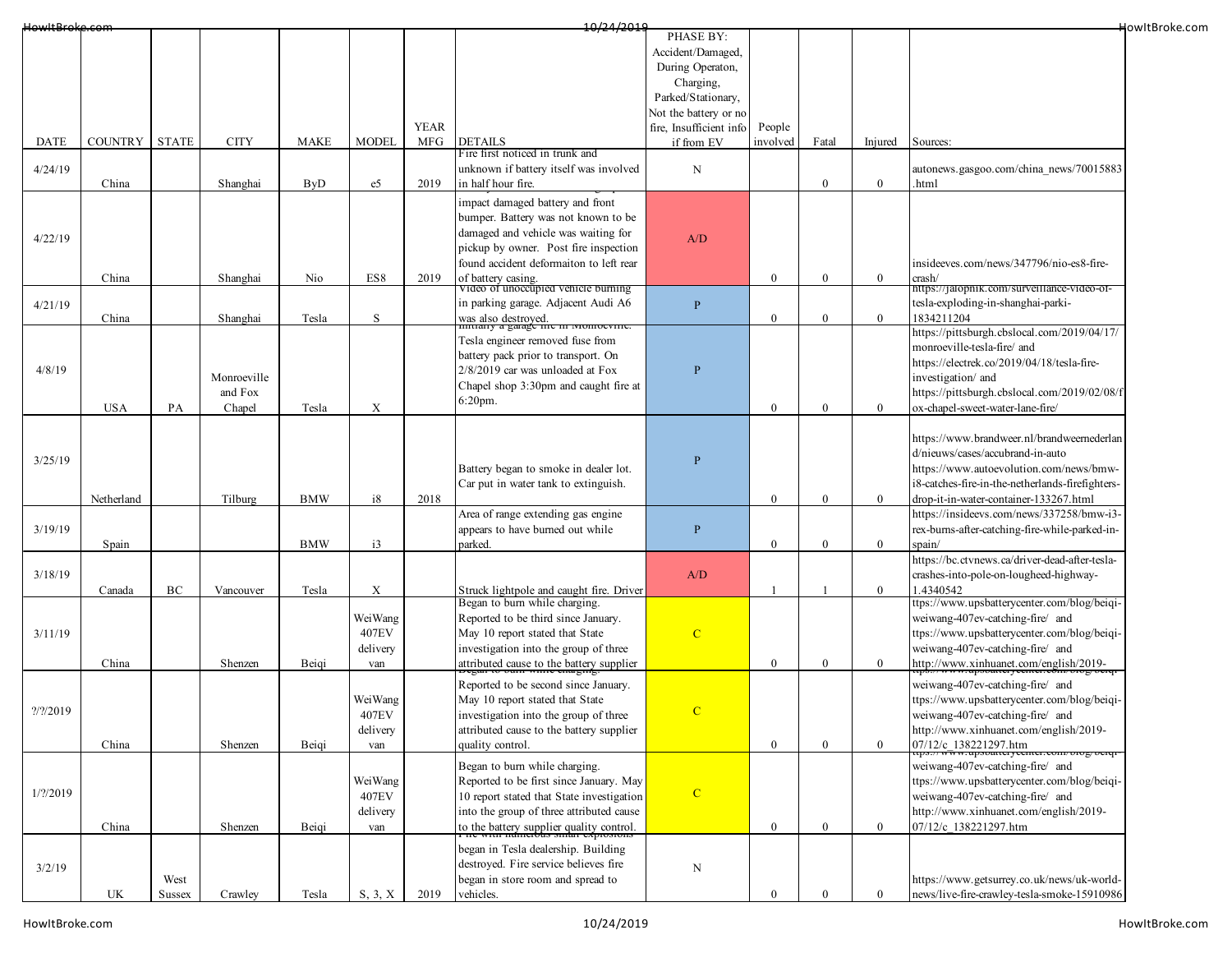| DATE | COUNTRY | STATE | CITY | MAKE | MODEL | YEAR MFG | DETAILS | PHASE BY: Accident/Damaged, During Operaton, Charging, Parked/Stationary, Not the battery or no fire, Insufficient info if from EV | People involved | Fatal | Injured | Sources: |
|---|---|---|---|---|---|---|---|---|---|---|---|---|
| 4/24/19 | China | | Shanghai | ByD | e5 | 2019 | Fire first noticed in trunk and unknown if battery itself was involved in half hour fire. | N | | 0 | 0 | autonews.gasgoo.com/china_news/70015883.html |
| 4/22/19 | China | | Shanghai | Nio | ES8 | 2019 | impact damaged battery and front bumper. Battery was not known to be damaged and vehicle was waiting for pickup by owner. Post fire inspection found accident deformaiton to left rear of battery casing. | A/D | 0 | 0 | 0 | insideeves.com/news/347796/nio-es8-fire-crash/ |
| 4/21/19 | China | | Shanghai | Tesla | S | | Video of unoccupied vehicle burning in parking garage. Adjacent Audi A6 was also destroyed. | P | 0 | 0 | 0 | https://jalopnik.com/surveillance-video-of-tesla-exploding-in-shanghai-parki-1834211204 |
| 4/8/19 | USA | PA | Monroeville and Fox Chapel | Tesla | X | | Initially a garage fire in Monroeville. Tesla engineeer removed fuse from battery pack prior to transport. On 2/8/2019 car was unloaded at Fox Chapel shop 3:30pm and caught fire at 6:20pm. | P | 0 | 0 | 0 | https://pittsburgh.cbslocal.com/2019/04/17/monroeville-tesla-fire/ and https://electrek.co/2019/04/18/tesla-fire-investigation/ and https://pittsburgh.cbslocal.com/2019/02/08/fox-chapel-sweet-water-lane-fire/ |
| 3/25/19 | Netherland | | Tilburg | BMW | i8 | 2018 | Battery began to smoke in dealer lot. Car put in water tank to extinguish. | P | 0 | 0 | 0 | https://www.brandweer.nl/brandweernederland/nieuws/cases/accubrand-in-auto https://www.autoevolution.com/news/bmw-i8-catches-fire-in-the-netherlands-firefighters-drop-it-in-water-container-133267.html |
| 3/19/19 | Spain | | | BMW | i3 | | Area of range extending gas engine appears to have burned out while parked. | P | 0 | 0 | 0 | https://insideevs.com/news/337258/bmw-i3-rex-burns-after-catching-fire-while-parked-in-spain/ |
| 3/18/19 | Canada | BC | Vancouver | Tesla | X | | Struck lightpole and caught fire. Driver | A/D | 1 | 1 | 0 | https://bc.ctvnews.ca/driver-dead-after-tesla-crashes-into-pole-on-lougheed-highway-1.4340542 |
| 3/11/19 | China | | Shenzen | Beiqi | WeiWang 407EV delivery van | | Began to burn while charging. Reported to be third since January. May 10 report stated that State investigation into the group of three attributed cause to the battery supplier | C | 0 | 0 | 0 | ttps://www.upsbatterycenter.com/blog/beiqi-weiwang-407ev-catching-fire/ and ttps://www.upsbatterycenter.com/blog/beiqi-weiwang-407ev-catching-fire/ and http://www.xinhuanet.com/english/2019- |
| ?/?/2019 | China | | Shenzen | Beiqi | WeiWang 407EV delivery van | | Began to burn while charging. Reported to be second since January. May 10 report stated that State investigation into the group of three attributed cause to the battery supplier quality control. | C | 0 | 0 | 0 | ttps://www.upsbatterycenter.com/blog/beiqi-weiwang-407ev-catching-fire/ and ttps://www.upsbatterycenter.com/blog/beiqi-weiwang-407ev-catching-fire/ and http://www.xinhuanet.com/english/2019-07/12/c_138221297.htm |
| 1/?/2019 | China | | Shenzen | Beiqi | WeiWang 407EV delivery van | | Began to burn while charging. Reported to be first since January. May 10 report stated that State investigation into the group of three attributed cause to the battery supplier quality control. | C | 0 | 0 | 0 | ttps://www.upsbatterycenter.com/blog/beiqi-weiwang-407ev-catching-fire/ and ttps://www.upsbatterycenter.com/blog/beiqi-weiwang-407ev-catching-fire/ and http://www.xinhuanet.com/english/2019-07/12/c_138221297.htm |
| 3/2/19 | UK | West Sussex | Crawley | Tesla | S, 3, X | 2019 | Fire with numerous small explosions began in Tesla dealership. Building destroyed. Fire service believes fire began in store room and spread to vehicles. | N | 0 | 0 | 0 | https://www.getsurrey.co.uk/news/uk-world-news/live-fire-crawley-tesla-smoke-15910986 |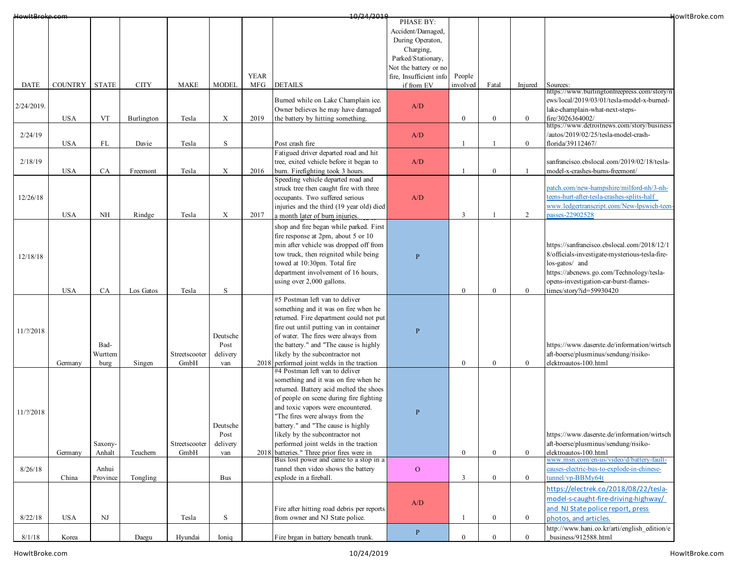| DATE | COUNTRY | STATE | CITY | MAKE | MODEL | YEAR MFG | DETAILS | PHASE BY: Accident/Damaged, During Operaton, Charging, Parked/Stationary, Not the battery or no fire, Insufficient info if from EV | People involved | Fatal | Injured | Sources: |
|---|---|---|---|---|---|---|---|---|---|---|---|---|
| 2/24/2019. | USA | VT | Burlington | Tesla | X | 2019 | Burned while on Lake Champlain ice. Owner believes he may have damaged the battery by hitting something. | A/D | 0 | 0 | 0 | https://www.burlingtonfreepress.com/story/news/local/2019/03/01/tesla-model-x-burned-lake-champlain-what-next-steps-fire/3026364002/ |
| 2/24/19 | USA | FL | Davie | Tesla | S | | Post crash fire | A/D | 1 | 1 | 0 | https://www.detroitnews.com/story/business/autos/2019/02/25/tesla-model-crash-florida/39112467/ |
| 2/18/19 | USA | CA | Freemont | Tesla | X | 2016 | Fatigued driver departed road and hit tree, exited vehicle before it began to burn. Firefighting took 3 hours. | A/D | 1 | 0 | 1 | sanfrancisco.cbslocal.com/2019/02/18/tesla-model-x-crashes-burns-freemont/ |
| 12/26/18 | USA | NH | Rindge | Tesla | X | 2017 | Speeding vehicle departed road and struck tree then caught fire with three occupants. Two suffered serious injuries and the third (19 year old) died a month later of burn injuries. | A/D | 3 | 1 | 2 | patch.com/new-hampshire/milford-nh/3-nh-teens-hurt-after-tesla-crashes-splits-half www.ledgertranscript.com/New-Ipswich-teen-passes-22902528 |
| 12/18/18 | USA | CA | Los Gatos | Tesla | S | | shop and fire began while parked. First fire response at 2pm, about 5 or 10 min after vehicle was dropped off from tow truck, then reignited while being towed at 10:30pm. Total fire department involvement of 16 hours, using over 2,000 gallons. | P | 0 | 0 | 0 | https://sanfrancisco.cbslocal.com/2018/12/18/officials-investigate-mysterious-tesla-fire-los-gatos/ and https://abcnews.go.com/Technology/tesla-opens-investigation-car-burst-flames-times/story?id=59930420 |
| 11/?/2018 | Germany | Bad-Wurttemburg | Singen | Streetscooter GmbH | Deutsche Post delivery van | 2018 | #5 Postman left van to deliver something and it was on fire when he returned. Fire department could not put fire out until putting van in container of water. The fires were always from the battery." and "The cause is highly likely by the subcontractor not performed joint welds in the traction | P | 0 | 0 | 0 | https://www.daserste.de/information/wirtschaft-boerse/plusminus/sendung/risiko-elektroautos-100.html |
| 11/?/2018 | Germany | Saxony-Anhalt | Teuchern | Streetscooter GmbH | Deutsche Post delivery van | 2018 | #4 Postman left van to deliver something and it was on fire when he returned. Battery acid melted the shoes of people on scene during fire fighting and toxic vapors were encountered. "The fires were always from the battery." and "The cause is highly likely by the subcontractor not performed joint welds in the traction batteries." Three prior fires were in | P | 0 | 0 | 0 | https://www.daserste.de/information/wirtschaft-boerse/plusminus/sendung/risiko-elektroautos-100.html |
| 8/26/18 | China | Anhui Province | Tongling | | Bus | | Bus lost power and came to a stop in a tunnel then video shows the battery explode in a fireball. | O | 3 | 0 | 0 | www.msn.com/en-us/video/d/battery-fault-causes-electric-bus-to-explode-in-chinese-tunnel/vp-BBMy64t |
| 8/22/18 | USA | NJ | | Tesla | S | | Fire after hitting road debris per reports from owner and NJ State police. | A/D | 1 | 0 | 0 | https://electrek.co/2018/08/22/tesla-model-s-caught-fire-driving-highway/ and NJ State police report, press photos, and articles. |
| 8/1/18 | Korea | | Daegu | Hyundai | Ioniq | | Fire brgan in battery beneath trunk. | P | 0 | 0 | 0 | http://www.hani.co.kr/arti/english_edition/e_business/912588.html |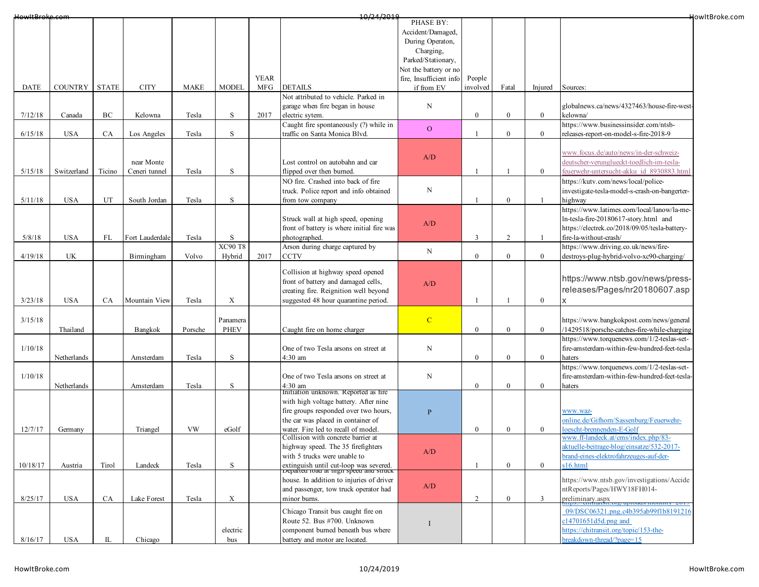| DATE | COUNTRY | STATE | CITY | MAKE | MODEL | YEAR MFG | DETAILS | PHASE BY: Accident/Damaged, During Operaton, Charging, Parked/Stationary, Not the battery or no fire, Insufficient info if from EV | People involved | Fatal | Injured | Sources: |
|---|---|---|---|---|---|---|---|---|---|---|---|---|
| 7/12/18 | Canada | BC | Kelowna | Tesla | S | 2017 | Not attributed to vehicle. Parked in garage when fire began in house electric sytem. | N | 0 | 0 | 0 | globalnews.ca/news/4327463/house-fire-west-kelowna/ |
| 6/15/18 | USA | CA | Los Angeles | Tesla | S | | Caught fire spontaneously (?) while in traffic on Santa Monica Blvd. | O | 1 | 0 | 0 | https://www.businessinsider.com/ntsb-releases-report-on-model-s-fire-2018-9 |
| 5/15/18 | Switzerland | Ticino | near Monte Ceneri tunnel | Tesla | S | | Lost control on autobahn and car flipped over then burned. | A/D | 1 | 1 | 0 | www.focus.de/auto/news/in-der-schweiz-deutscher-verunglueckt-toedlich-im-tesla-feuerwehr-untersucht-akku_id_8930883.html |
| 5/11/18 | USA | UT | South Jordan | Tesla | S | | NO fire. Crashed into back of fire truck. Police report and info obtained from tow company | N | 1 | 0 | 1 | https://kutv.com/news/local/police-investigate-tesla-model-s-crash-on-bangerter-highway |
| 5/8/18 | USA | FL | Fort Lauderdale | Tesla | S | | Struck wall at high speed, opening front of battery is where initial fire was photographed. | A/D | 3 | 2 | 1 | https://www.latimes.com/local/lanow/la-me-ln-tesla-fire-20180617-story.html and https://electrek.co/2018/09/05/tesla-battery-fire-la-without-crash/ |
| 4/19/18 | UK | | Birmingham | Volvo | XC90 T8 Hybrid | 2017 | Arson during charge captured by CCTV | N | 0 | 0 | 0 | https://www.driving.co.uk/news/fire-destroys-plug-hybrid-volvo-xc90-charging/ |
| 3/23/18 | USA | CA | Mountain View | Tesla | X | | Collision at highway speed opened front of battery and damaged cells, creating fire. Reignition well beyond suggested 48 hour quarantine period. | A/D | 1 | 1 | 0 | https://www.ntsb.gov/news/press-releases/Pages/nr20180607.aspx |
| 3/15/18 | Thailand | | Bangkok | Porsche | Panamera PHEV | | Caught fire on home charger | C | 0 | 0 | 0 | https://www.bangkokpost.com/news/general/1429518/porsche-catches-fire-while-charging |
| 1/10/18 | Netherlands | | Amsterdam | Tesla | S | | One of two Tesla arsons on street at 4:30 am | N | 0 | 0 | 0 | https://www.torquenews.com/1/2-teslas-set-fire-amsterdam-within-few-hundred-feet-tesla-haters |
| 1/10/18 | Netherlands | | Amsterdam | Tesla | S | | One of two Tesla arsons on street at 4:30 am | N | 0 | 0 | 0 | https://www.torquenews.com/1/2-teslas-set-fire-amsterdam-within-few-hundred-feet-tesla-haters |
| 12/7/17 | Germany | | Triangel | VW | eGolf | | Initiation unknown. Reported as fire with high voltage battery. After nine fire groups responded over two hours, the car was placed in container of water. Fire led to recall of model. | P | 0 | 0 | 0 | www.waz-online.de/Gifhorn/Sassenburg/Feuerwehr-loescht-brennenden-E-Golf |
| 10/18/17 | Austria | Tirol | Landeck | Tesla | S | | Collision with concrete barrier at highway speed. The 35 firefighters with 5 trucks were unable to extinguish until cut-loop was severed. | A/D | 1 | 0 | 0 | www.ff-landeck.at/cms/index.php/83-aktuelle-beitrage-blog/einsatze/532-2017-brand-eines-elektrofahrzeuges-auf-der-s16.html |
| 8/25/17 | USA | CA | Lake Forest | Tesla | X | | Departed road at high speed and struck house. In addition to injuries of driver and passenger, tow truck operator had minor burns. | A/D | 2 | 0 | 3 | https://www.ntsb.gov/investigations/AccidentReports/Pages/HWY18FH014-preliminary.aspx |
| 8/16/17 | USA | IL | Chicago | | electric bus | | Chicago Transit bus caught fire on Route 52. Bus #700. Unknown component burned beneath bus where battery and motor are located. | I | | | | https://chitransit.org/uploads/monthly_2017_09/DSC06321.png.c4b395ab99f1b8191216c14701651d5d.png and https://chitransit.org/topic/153-the-breakdown-thread/?page=15 |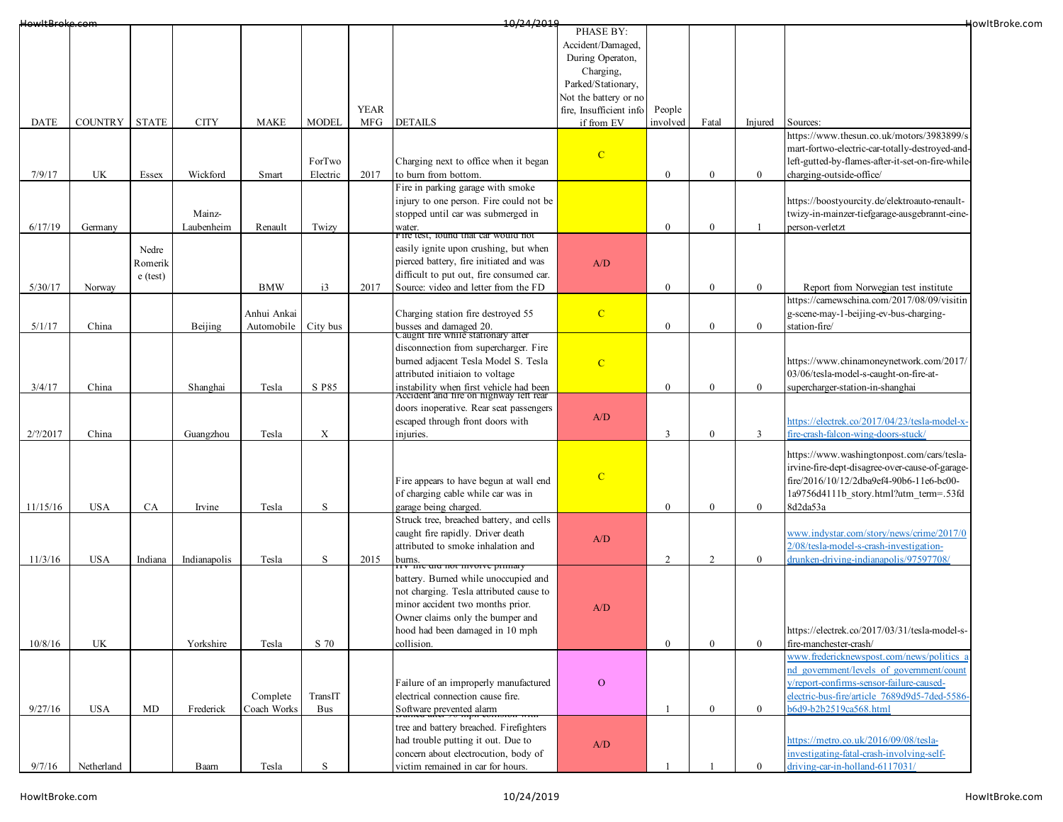| DATE | COUNTRY | STATE | CITY | MAKE | MODEL | YEAR MFG | DETAILS | PHASE BY: Accident/Damaged, During Operaton, Charging, Parked/Stationary, Not the battery or no fire, Insufficient info if from EV | People involved | Fatal | Injured | Sources: |
|---|---|---|---|---|---|---|---|---|---|---|---|---|
| 7/9/17 | UK | Essex | Wickford | Smart | ForTwo Electric | 2017 | Charging next to office when it began to burn from bottom. | C | 0 | 0 | 0 | https://www.thesun.co.uk/motors/3983899/smart-fortwo-electric-car-totally-destroyed-and-left-gutted-by-flames-after-it-set-on-fire-while-charging-outside-office/ |
| 6/17/19 | Germany | | Mainz-Laubenheim | Renault | Twizy | | Fire in parking garage with smoke injury to one person. Fire could not be stopped until car was submerged in water. | | 0 | 0 | 1 | https://boostyourcity.de/elektroauto-renault-twizy-in-mainzer-tiefgarage-ausgebrannt-eine-person-verletzt |
| 5/30/17 | Norway | Nedre Romerike (test) | | BMW | i3 | 2017 | Fire test, found that car would not easily ignite upon crushing, but when pierced battery, fire initiated and was difficult to put out, fire consumed car. Source: video and letter from the FD | A/D | 0 | 0 | 0 | Report from Norwegian test institute |
| 5/1/17 | China | | Beijing | Anhui Ankai Automobile | City bus | | Charging station fire destroyed 55 busses and damaged 20. | C | 0 | 0 | 0 | https://carnewschina.com/2017/08/09/visiting-scene-may-1-beijing-ev-bus-charging-station-fire/ |
| 3/4/17 | China | | Shanghai | Tesla | S P85 | | Caught fire while stationary after disconnection from supercharger. Fire burned adjacent Tesla Model S. Tesla attributed initiaion to voltage instability when first vehicle had been | C | 0 | 0 | 0 | https://www.chinamoneynetwork.com/2017/03/06/tesla-model-s-caught-on-fire-at-supercharger-station-in-shanghai |
| 2/?/2017 | China | | Guangzhou | Tesla | X | | Accident and fire on highway left rear doors inoperative. Rear seat passengers escaped through front doors with injuries. | A/D | 3 | 0 | 3 | https://electrek.co/2017/04/23/tesla-model-x-fire-crash-falcon-wing-doors-stuck/ |
| 11/15/16 | USA | CA | Irvine | Tesla | S | | Fire appears to have begun at wall end of charging cable while car was in garage being charged. | C | 0 | 0 | 0 | https://www.washingtonpost.com/cars/tesla-irvine-fire-dept-disagree-over-cause-of-garage-fire/2016/10/12/2dba9ef4-90b6-11e6-bc00-1a9756d4111b_story.html?utm_term=.53fd8d2da53a |
| 11/3/16 | USA | Indiana | Indianapolis | Tesla | S | 2015 | Struck tree, breached battery, and cells caught fire rapidly. Driver death attributed to smoke inhalation and burns. | A/D | 2 | 2 | 0 | www.indystar.com/story/news/crime/2017/02/08/tesla-model-s-crash-investigation-drunken-driving-indianapolis/97597708/ |
| 10/8/16 | UK | | Yorkshire | Tesla | S 70 | | HV fire did not involve primary battery. Burned while unoccupied and not charging. Tesla attributed cause to minor accident two months prior. Owner claims only the bumper and hood had been damaged in 10 mph collision. | A/D | 0 | 0 | 0 | https://electrek.co/2017/03/31/tesla-model-s-fire-manchester-crash/ |
| 9/27/16 | USA | MD | Frederick | Complete Coach Works | TransIT Bus | | Failure of an improperly manufactured electrical connection cause fire. Software prevented alarm | O | 1 | 0 | 0 | www.fredericknewspost.com/news/politics_and_government/levels_of_government/county/report-confirms-sensor-failure-caused-electric-bus-fire/article_7689d9d5-7ded-5586-b6d9-b2b2519ca568.html |
| 9/7/16 | Netherland | | Baarn | Tesla | S | | Burned after 90 mph collision with tree and battery breached. Firefighters had trouble putting it out. Due to concern about electrocution, body of victim remained in car for hours. | A/D | 1 | 1 | 0 | https://metro.co.uk/2016/09/08/tesla-investigating-fatal-crash-involving-self-driving-car-in-holland-6117031/ |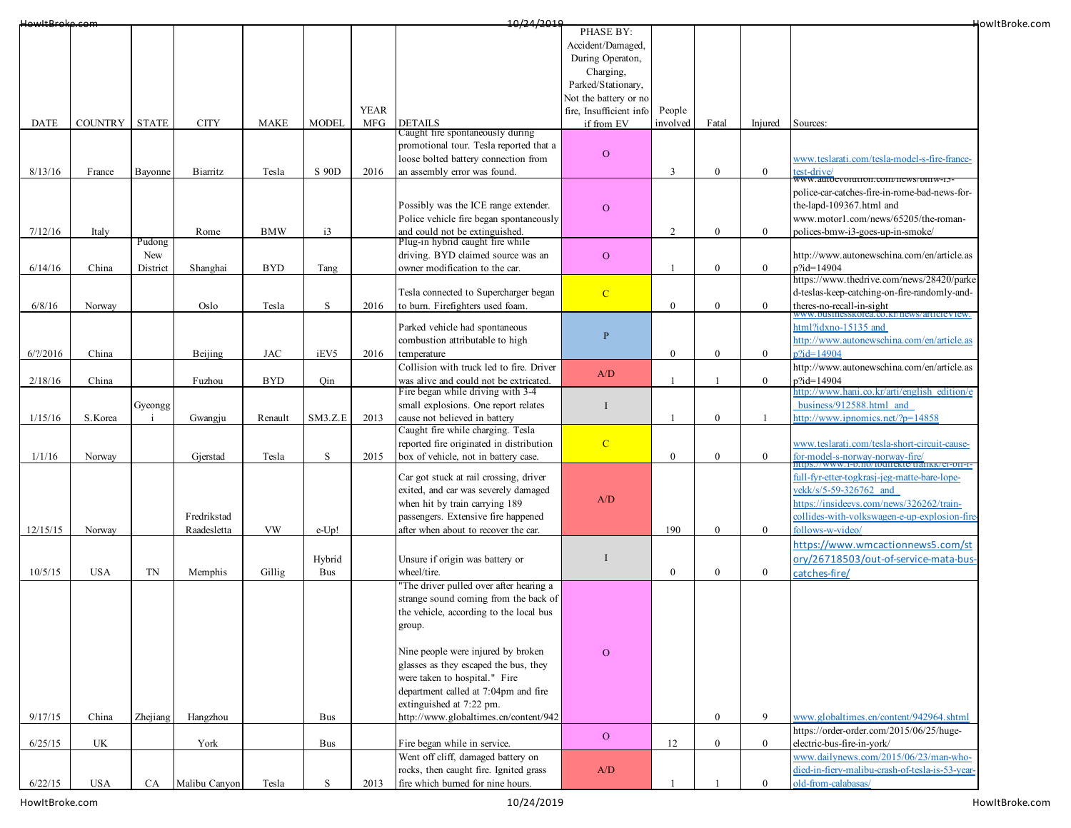| DATE | COUNTRY | STATE | CITY | MAKE | MODEL | YEAR MFG | DETAILS | PHASE BY: Accident/Damaged, During Operaton, Charging, Parked/Stationary, Not the battery or no fire, Insufficient info if from EV | People involved | Fatal | Injured | Sources: |
|---|---|---|---|---|---|---|---|---|---|---|---|---|
| 8/13/16 | France | Bayonne | Biarritz | Tesla | S 90D | 2016 | Caught fire spontaneously during promotional tour. Tesla reported that a loose bolted battery connection from an assembly error was found. | O | 3 | 0 | 0 | www.teslarati.com/tesla-model-s-fire-france-test-drive/ |
| 7/12/16 | Italy | | Rome | BMW | i3 | | Possibly was the ICE range extender. Police vehicle fire began spontaneously and could not be extinguished. | O | 2 | 0 | 0 | www.autoevolution.com/news/bmw-i3-police-car-catches-fire-in-rome-bad-news-for-the-lapd-109367.html and www.motor1.com/news/65205/the-roman-polices-bmw-i3-goes-up-in-smoke/ |
| 6/14/16 | China | Pudong New District | Shanghai | BYD | Tang | | Plug-in hybrid caught fire while driving. BYD claimed source was an owner modification to the car. | O | 1 | 0 | 0 | http://www.autonewschina.com/en/article.asp?id=14904 |
| 6/8/16 | Norway | | Oslo | Tesla | S | 2016 | Tesla connected to Supercharger began to burn. Firefighters used foam. | C | 0 | 0 | 0 | https://www.thedrive.com/news/28420/parked-teslas-keep-catching-on-fire-randomly-and-theres-no-recall-in-sight |
| 6/?/2016 | China | | Beijing | JAC | iEV5 | 2016 | Parked vehicle had spontaneous combustion attributable to high temperature | P | 0 | 0 | 0 | www.businesskorea.co.kr/news/articleView.html?idxno-15135 and http://www.autonewschina.com/en/article.asp?id=14904 |
| 2/18/16 | China | | Fuzhou | BYD | Qin | | Collision with truck led to fire. Driver was alive and could not be extricated. | A/D | 1 | 1 | 0 | http://www.autonewschina.com/en/article.asp?id=14904 |
| 1/15/16 | S.Korea | Gyeonggi | Gwangju | Renault | SM3.Z.E | 2013 | Fire began while driving with 3-4 small explosions. One report relates cause not believed in battery | I | 1 | 0 | 1 | http://www.hani.co.kr/arti/english_edition/e_business/912588.html and http://www.ipnomics.net/?p=14858 |
| 1/1/16 | Norway | | Gjerstad | Tesla | S | 2015 | Caught fire while charging. Tesla reported fire originated in distribution box of vehicle, not in battery case. | C | 0 | 0 | 0 | www.teslarati.com/tesla-short-circuit-cause-for-model-s-norway-norway-fire/ |
| 12/15/15 | Norway | | Fredrikstad Raadesletta | VW | e-Up! | | Car got stuck at rail crossing, driver exited, and car was severely damaged when hit by train carrying 189 passengers. Extensive fire happened after when about to recover the car. | A/D | 190 | 0 | 0 | https://www.f-b.no/lodrekte/trafikk/et-on-i-full-fyr-etter-togkrasj-jeg-matte-bare-lope-vekk/s/5-59-326762 and https://insideevs.com/news/326262/train-collides-with-volkswagen-e-up-explosion-fire-follows-w-video/ |
| 10/5/15 | USA | TN | Memphis | Gillig | Hybrid Bus | | Unsure if origin was battery or wheel/tire. | I | 0 | 0 | 0 | https://www.wmcactionnews5.com/story/26718503/out-of-service-mata-bus-catches-fire/ |
| 9/17/15 | China | Zhejiang | Hangzhou | | Bus | | "The driver pulled over after hearing a strange sound coming from the back of the vehicle, according to the local bus group. <br><br> Nine people were injured by broken glasses as they escaped the bus, they were taken to hospital." Fire department called at 7:04pm and fire extinguished at 7:22 pm. http://www.globaltimes.cn/content/942 | O | | 0 | 9 | www.globaltimes.cn/content/942964.shtml |
| 6/25/15 | UK | | York | | Bus | | Fire began while in service. | O | 12 | 0 | 0 | https://order-order.com/2015/06/25/huge-electric-bus-fire-in-york/ |
| 6/22/15 | USA | CA | Malibu Canyon | Tesla | S | 2013 | Went off cliff, damaged battery on rocks, then caught fire. Ignited grass fire which burned for nine hours. | A/D | 1 | 1 | 0 | www.dailynews.com/2015/06/23/man-who-died-in-fiery-malibu-crash-of-tesla-is-53-year-old-from-calabasas/ |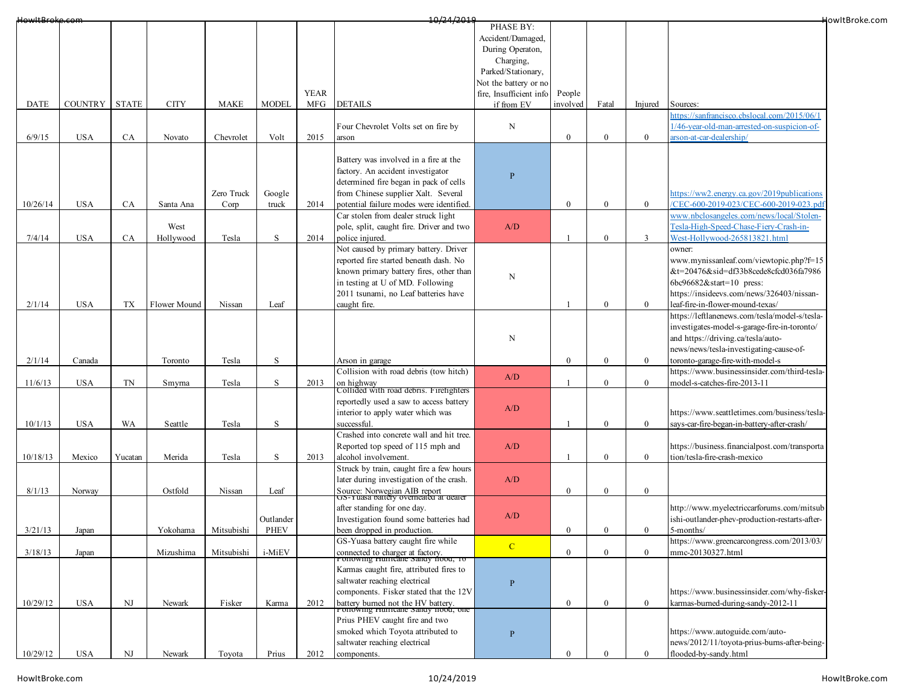| DATE | COUNTRY | STATE | CITY | MAKE | MODEL | YEAR MFG | DETAILS | PHASE BY: Accident/Damaged, During Operaton, Charging, Parked/Stationary, Not the battery or no fire, Insufficient info if from EV | People involved | Fatal | Injured | Sources: |
|---|---|---|---|---|---|---|---|---|---|---|---|---|
| 6/9/15 | USA | CA | Novato | Chevrolet | Volt | 2015 | Four Chevrolet Volts set on fire by arson | N | 0 | 0 | 0 | https://sanfrancisco.cbslocal.com/2015/06/11/46-year-old-man-arrested-on-suspicion-of-arson-at-car-dealership/ |
| 10/26/14 | USA | CA | Santa Ana | Zero Truck Corp | Google truck | 2014 | Battery was involved in a fire at the factory. An accident investigator determined fire began in pack of cells from Chinese supplier Xalt. Several potential failure modes were identified. | P | 0 | 0 | 0 | https://ww2.energy.ca.gov/2019publications/CEC-600-2019-023/CEC-600-2019-023.pdf |
| 7/4/14 | USA | CA | West Hollywood | Tesla | S | 2014 | Car stolen from dealer struck light pole, split, caught fire. Driver and two police injured. | A/D | 1 | 0 | 3 | www.nbclosangeles.com/news/local/Stolen-Tesla-High-Speed-Chase-Fiery-Crash-in-West-Hollywood-265813821.html |
| 2/1/14 | USA | TX | Flower Mound | Nissan | Leaf | | Not caused by primary battery. Driver reported fire started beneath dash. No known primary battery fires, other than in testing at U of MD. Following 2011 tsunami, no Leaf batteries have caught fire. | N | 1 | 0 | 0 | owner: www.mynissanleaf.com/viewtopic.php?f=15&t=20476&sid=df33b8cede8cfcd036fa79866bc96682&start=10 press: https://insideevs.com/news/326403/nissan-leaf-fire-in-flower-mound-texas/ |
| 2/1/14 | Canada | | Toronto | Tesla | S | | Arson in garage | N | 0 | 0 | 0 | https://leftlanenews.com/tesla/model-s/tesla-investigates-model-s-garage-fire-in-toronto/ and https://driving.ca/tesla/auto-news/news/tesla-investigating-cause-of-toronto-garage-fire-with-model-s |
| 11/6/13 | USA | TN | Smyrna | Tesla | S | 2013 | Collision with road debris (tow hitch) on highway | A/D | 1 | 0 | 0 | https://www.businessinsider.com/third-tesla-model-s-catches-fire-2013-11 |
| 10/1/13 | USA | WA | Seattle | Tesla | S | | Collided with road debris. Firefighters reportedly used a saw to access battery interior to apply water which was successful. | A/D | 1 | 0 | 0 | https://www.seattletimes.com/business/tesla-says-car-fire-began-in-battery-after-crash/ |
| 10/18/13 | Mexico | Yucatan | Merida | Tesla | S | 2013 | Crashed into concrete wall and hit tree. Reported top speed of 115 mph and alcohol involvement. | A/D | 1 | 0 | 0 | https://business.financialpost.com/transportation/tesla-fire-crash-mexico |
| 8/1/13 | Norway | | Ostfold | Nissan | Leaf | | Struck by train, caught fire a few hours later during investigation of the crash. Source: Norwegian AIB report | A/D | 0 | 0 | 0 | |
| 3/21/13 | Japan | | Yokohama | Mitsubishi | Outlander PHEV | | GS-Yuasa battery overheated at dealer after standing for one day. Investigation found some batteries had been dropped in production. | A/D | 0 | 0 | 0 | http://www.myelectriccarforums.com/mitsubishi-outlander-phev-production-restarts-after-5-months/ |
| 3/18/13 | Japan | | Mizushima | Mitsubishi | i-MiEV | | GS-Yuasa battery caught fire while connected to charger at factory. | C | 0 | 0 | 0 | https://www.greencarcongress.com/2013/03/mmc-20130327.html |
| 10/29/12 | USA | NJ | Newark | Fisker | Karma | 2012 | Following Hurricane Sandy flood, 16 Karmas caught fire, attributed fires to saltwater reaching electrical components. Fisker stated that the 12V battery burned not the HV battery. | P | 0 | 0 | 0 | https://www.businessinsider.com/why-fisker-karmas-burned-during-sandy-2012-11 |
| 10/29/12 | USA | NJ | Newark | Toyota | Prius | 2012 | Following Hurricane Sandy flood, one Prius PHEV caught fire and two smoked which Toyota attributed to saltwater reaching electrical components. | P | 0 | 0 | 0 | https://www.autoguide.com/auto-news/2012/11/toyota-prius-burns-after-being-flooded-by-sandy.html |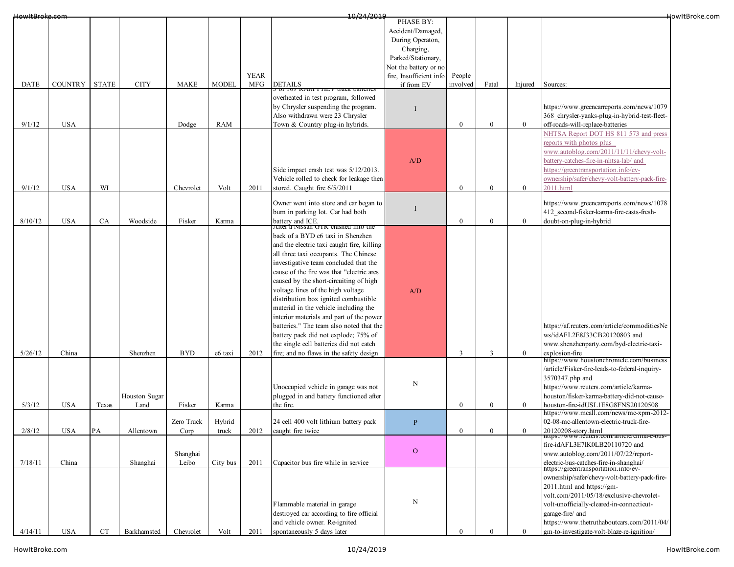| DATE | COUNTRY | STATE | CITY | MAKE | MODEL | YEAR MFG | DETAILS | PHASE BY: Accident/Damaged, During Operaton, Charging, Parked/Stationary, Not the battery or no fire, Insufficient info if from EV | People involved | Fatal | Injured | Sources: |
|---|---|---|---|---|---|---|---|---|---|---|---|---|
| 9/1/12 | USA | | | Dodge | RAM | | 3 of 109 RAM PHEV truck batteries overheated in test program, followed by Chrysler suspending the program. Also withdrawn were 23 Chrysler Town & Country plug-in hybrids. | I | 0 | 0 | 0 | https://www.greencarreports.com/news/1079368_chrysler-yanks-plug-in-hybrid-test-fleet-off-roads-will-replace-batteries |
| 9/1/12 | USA | WI | | Chevrolet | Volt | 2011 | Side impact crash test was 5/12/2013. Vehicle rolled to check for leakage then stored. Caught fire 6/5/2011 | A/D | 0 | 0 | 0 | NHTSA Report DOT HS 811 573 and press reports with photos plus www.autoblog.com/2011/11/11/chevy-volt-battery-catches-fire-in-nhtsa-lab/ and https://greentransportation.info/ev-ownership/safer/chevy-volt-battery-pack-fire-2011.html |
| 8/10/12 | USA | CA | Woodside | Fisker | Karma | | Owner went into store and car began to burn in parking lot. Car had both battery and ICE. | I | 0 | 0 | 0 | https://www.greencarreports.com/news/1078412_second-fisker-karma-fire-casts-fresh-doubt-on-plug-in-hybrid |
| 5/26/12 | China | | Shenzhen | BYD | e6 taxi | 2012 | After a Nissan GTR crashed into the back of a BYD e6 taxi in Shenzhen and the electric taxi caught fire, killing all three taxi occupants. The Chinese investigative team concluded that the cause of the fire was that "electric arcs caused by the short-circuiting of high voltage lines of the high voltage distribution box ignited combustible material in the vehicle including the interior materials and part of the power batteries." The team also noted that the battery pack did not explode; 75% of the single cell batteries did not catch fire; and no flaws in the safety design | A/D | 3 | 3 | 0 | https://af.reuters.com/article/commoditiesNews/idAFL2E8J33CB20120803 and www.shenzhenparty.com/byd-electric-taxi-explosion-fire |
| 5/3/12 | USA | Texas | Houston Sugar Land | Fisker | Karma | | Unoccupied vehicle in garage was not plugged in and battery functioned after the fire. | N | 0 | 0 | 0 | https://www.houstonchronicle.com/business/article/Fisker-fire-leads-to-federal-inquiry-3570347.php and https://www.reuters.com/article/karma-houston/fisker-karma-battery-did-not-cause-houston-fire-idUSL1E8G8FNS20120508 |
| 2/8/12 | USA | PA | Allentown | Zero Truck Corp | Hybrid truck | 2012 | 24 cell 400 volt lithium battery pack caught fire twice | P | 0 | 0 | 0 | https://www.mcall.com/news/mc-xpm-2012-02-08-mc-allentown-electric-truck-fire-20120208-story.html |
| 7/18/11 | China | | Shanghai | Shanghai Leibo | City bus | 2011 | Capacitor bus fire while in service | O | | | | https://www.reuters.com/article/china-e-bus-fire-idAFL3E7IK0LB20110720 and www.autoblog.com/2011/07/22/report-electric-bus-catches-fire-in-shanghai/ |
| 4/14/11 | USA | CT | Barkhamsted | Chevrolet | Volt | 2011 | Flammable material in garage destroyed car according to fire official and vehicle owner. Re-ignited spontaneously 5 days later | N | 0 | 0 | 0 | https://greentransportation.info/ev-ownership/safer/chevy-volt-battery-pack-fire-2011.html and https://gm-volt.com/2011/05/18/exclusive-chevrolet-volt-unofficially-cleared-in-connecticut-garage-fire/ and https://www.thetruthaboutcars.com/2011/04/gm-to-investigate-volt-blaze-re-ignition/ |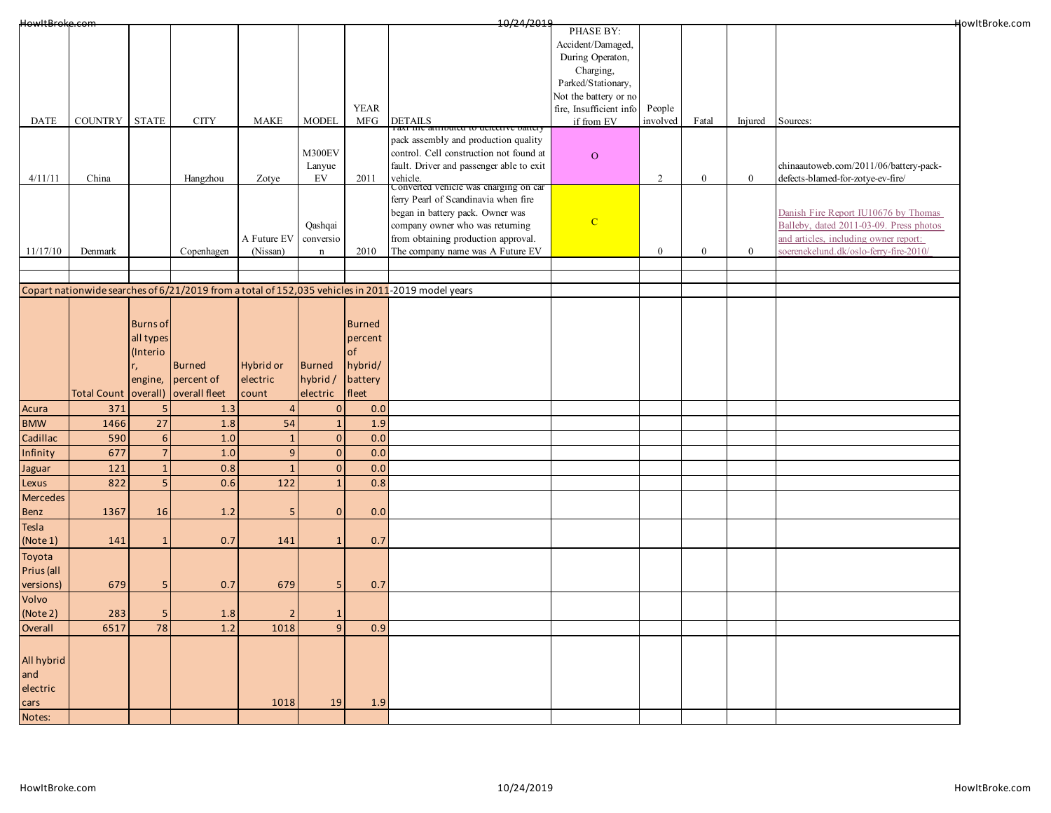| DATE | COUNTRY | STATE | CITY | MAKE | MODEL | YEAR MFG | DETAILS | PHASE BY: Accident/Damaged, During Operaton, Charging, Parked/Stationary, Not the battery or no fire, Insufficient info if from EV | People involved | Fatal | Injured | Sources: |
|---|---|---|---|---|---|---|---|---|---|---|---|---|
| 4/11/11 | China | | Hangzhou | Zotye | M300EV Lanyue EV | 2011 | Taxi fire attributed to defective battery pack assembly and production quality control. Cell construction not found at fault. Driver and passenger able to exit vehicle. | O | 2 | 0 | 0 | chinaautoweb.com/2011/06/battery-pack-defects-blamed-for-zotye-ev-fire/ |
| 11/17/10 | Denmark | | Copenhagen | A Future EV (Nissan) | Qashqai conversion | 2010 | Converted vehicle was charging on car ferry Pearl of Scandinavia when fire began in battery pack. Owner was company owner who was returning from obtaining production approval. The company name was A Future EV | C | 0 | 0 | 0 | Danish Fire Report IU10676 by Thomas Balleby, dated 2011-03-09. Press photos and articles, including owner report: soerenekelund.dk/oslo-ferry-fire-2010/ |

Copart nationwide searches of 6/21/2019 from a total of 152,035 vehicles in 2011-2019 model years

| | Total Count | Burns of all types (Interior, engine, overall) | Burned percent of overall fleet | Hybrid or electric count | Burned hybrid / electric | Burned percent of hybrid/ battery fleet |
|---|---|---|---|---|---|---|
| Acura | 371 | 5 | 1.3 | 4 | 0 | 0.0 |
| BMW | 1466 | 27 | 1.8 | 54 | 1 | 1.9 |
| Cadillac | 590 | 6 | 1.0 | 1 | 0 | 0.0 |
| Infinity | 677 | 7 | 1.0 | 9 | 0 | 0.0 |
| Jaguar | 121 | 1 | 0.8 | 1 | 0 | 0.0 |
| Lexus | 822 | 5 | 0.6 | 122 | 1 | 0.8 |
| Mercedes Benz | 1367 | 16 | 1.2 | 5 | 0 | 0.0 |
| Tesla (Note 1) | 141 | 1 | 0.7 | 141 | 1 | 0.7 |
| Toyota Prius (all versions) | 679 | 5 | 0.7 | 679 | 5 | 0.7 |
| Volvo (Note 2) | 283 | 5 | 1.8 | 2 | 1 | |
| Overall | 6517 | 78 | 1.2 | 1018 | 9 | 0.9 |
| All hybrid and electric cars | | | | 1018 | 19 | 1.9 |
| Notes: | | | | | | |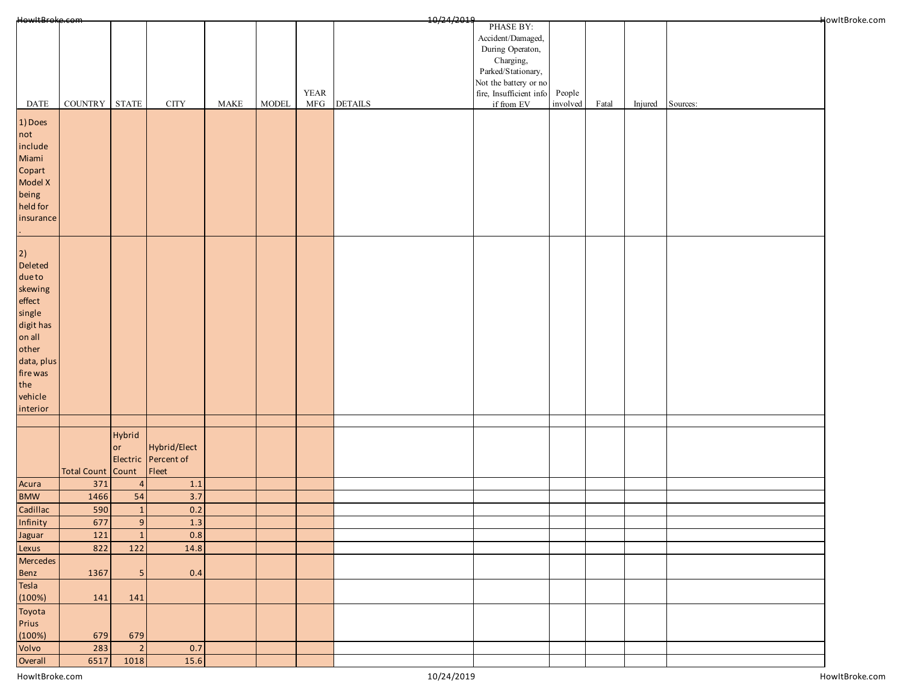| DATE | COUNTRY | STATE | CITY | MAKE | MODEL | YEAR MFG | DETAILS | PHASE BY: Accident/Damaged, During Operaton, Charging, Parked/Stationary, Not the battery or no fire, Insufficient info if from EV | People involved | Fatal | Injured | Sources: |
|---|---|---|---|---|---|---|---|---|---|---|---|---|
| 1) Does not include Miami Copart Model X being held for insurance. | | | | | | | | | | | | |
| 2) Deleted due to skewing effect single digit has on all other data, plus fire was the vehicle interior | | | | | | | | | | | | |
| | | | | | | | | | | | | |
| | Total Count | Hybrid or Electric Count | Hybrid/Elect Percent of Fleet | | | | | | | | | |
| Acura | 371 | 4 | 1.1 | | | | | | | | | |
| BMW | 1466 | 54 | 3.7 | | | | | | | | | |
| Cadillac | 590 | 1 | 0.2 | | | | | | | | | |
| Infinity | 677 | 9 | 1.3 | | | | | | | | | |
| Jaguar | 121 | 1 | 0.8 | | | | | | | | | |
| Lexus | 822 | 122 | 14.8 | | | | | | | | | |
| Mercedes Benz | 1367 | 5 | 0.4 | | | | | | | | | |
| Tesla (100%) | 141 | 141 | | | | | | | | | | |
| Toyota Prius (100%) | 679 | 679 | | | | | | | | | | |
| Volvo | 283 | 2 | 0.7 | | | | | | | | | |
| Overall | 6517 | 1018 | 15.6 | | | | | | | | | |